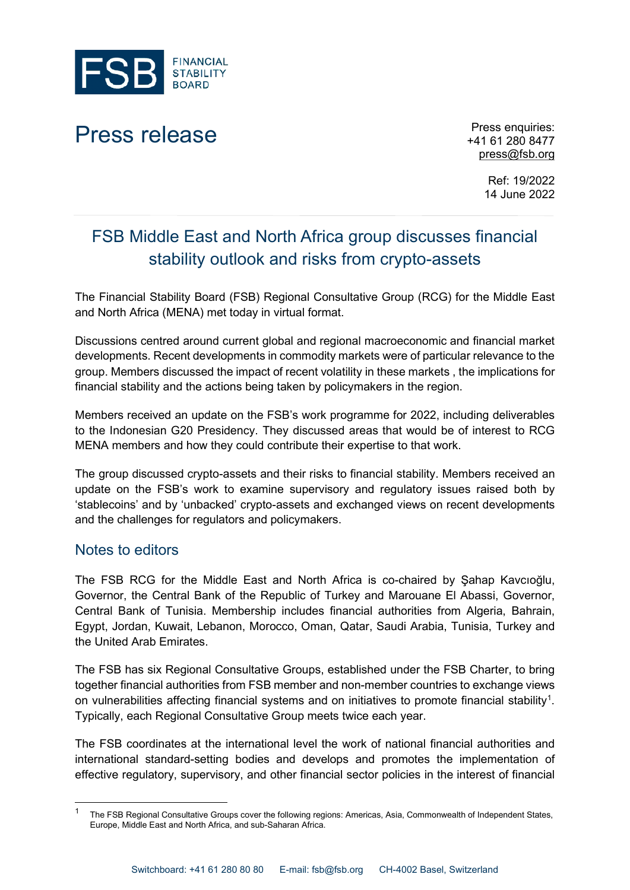FSB FINANCIAL STABILITY BOARD

# Press release

Press enquiries:
+41 61 280 8477
press@fsb.org

Ref: 19/2022
14 June 2022

## FSB Middle East and North Africa group discusses financial stability outlook and risks from crypto-assets

The Financial Stability Board (FSB) Regional Consultative Group (RCG) for the Middle East and North Africa (MENA) met today in virtual format.

Discussions centred around current global and regional macroeconomic and financial market developments. Recent developments in commodity markets were of particular relevance to the group. Members discussed the impact of recent volatility in these markets , the implications for financial stability and the actions being taken by policymakers in the region.

Members received an update on the FSB's work programme for 2022, including deliverables to the Indonesian G20 Presidency. They discussed areas that would be of interest to RCG MENA members and how they could contribute their expertise to that work.

The group discussed crypto-assets and their risks to financial stability. Members received an update on the FSB's work to examine supervisory and regulatory issues raised both by 'stablecoins' and by 'unbacked' crypto-assets and exchanged views on recent developments and the challenges for regulators and policymakers.

## Notes to editors

The FSB RCG for the Middle East and North Africa is co-chaired by Şahap Kavcıoğlu, Governor, the Central Bank of the Republic of Turkey and Marouane El Abassi, Governor, Central Bank of Tunisia. Membership includes financial authorities from Algeria, Bahrain, Egypt, Jordan, Kuwait, Lebanon, Morocco, Oman, Qatar, Saudi Arabia, Tunisia, Turkey and the United Arab Emirates.

The FSB has six Regional Consultative Groups, established under the FSB Charter, to bring together financial authorities from FSB member and non-member countries to exchange views on vulnerabilities affecting financial systems and on initiatives to promote financial stability[1]. Typically, each Regional Consultative Group meets twice each year.

The FSB coordinates at the international level the work of national financial authorities and international standard-setting bodies and develops and promotes the implementation of effective regulatory, supervisory, and other financial sector policies in the interest of financial

[1] The FSB Regional Consultative Groups cover the following regions: Americas, Asia, Commonwealth of Independent States, Europe, Middle East and North Africa, and sub-Saharan Africa.

Switchboard: +41 61 280 80 80 E-mail: fsb@fsb.org CH-4002 Basel, Switzerland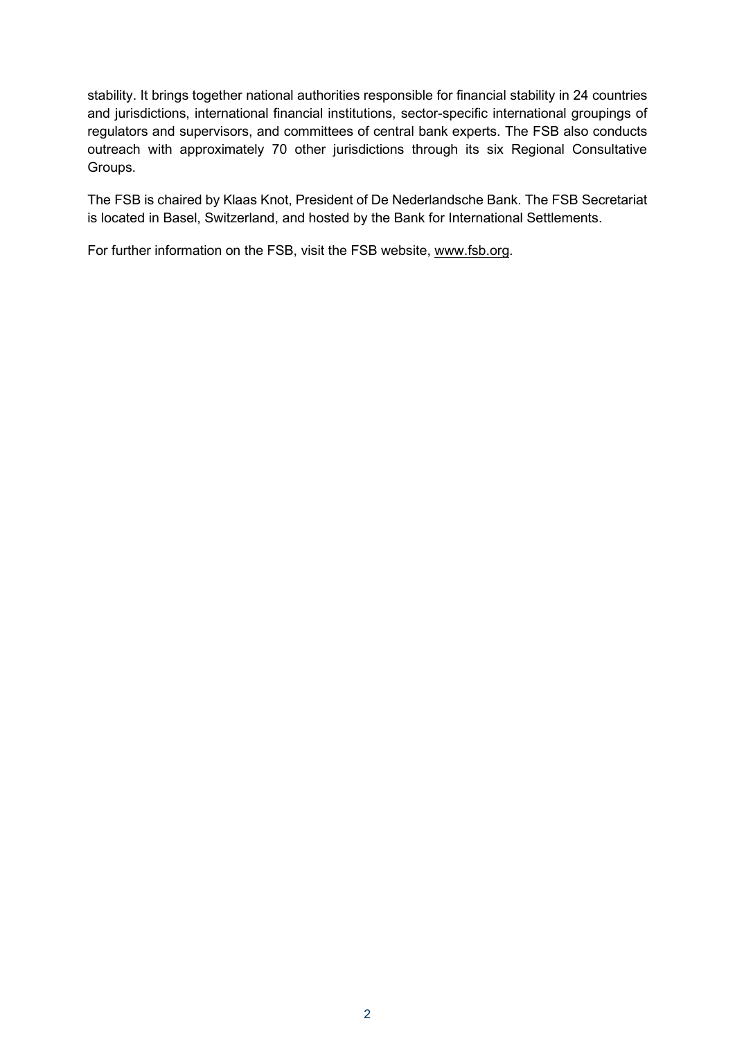stability. It brings together national authorities responsible for financial stability in 24 countries and jurisdictions, international financial institutions, sector-specific international groupings of regulators and supervisors, and committees of central bank experts. The FSB also conducts outreach with approximately 70 other jurisdictions through its six Regional Consultative Groups.

The FSB is chaired by Klaas Knot, President of De Nederlandsche Bank. The FSB Secretariat is located in Basel, Switzerland, and hosted by the Bank for International Settlements.

For further information on the FSB, visit the FSB website, www.fsb.org.